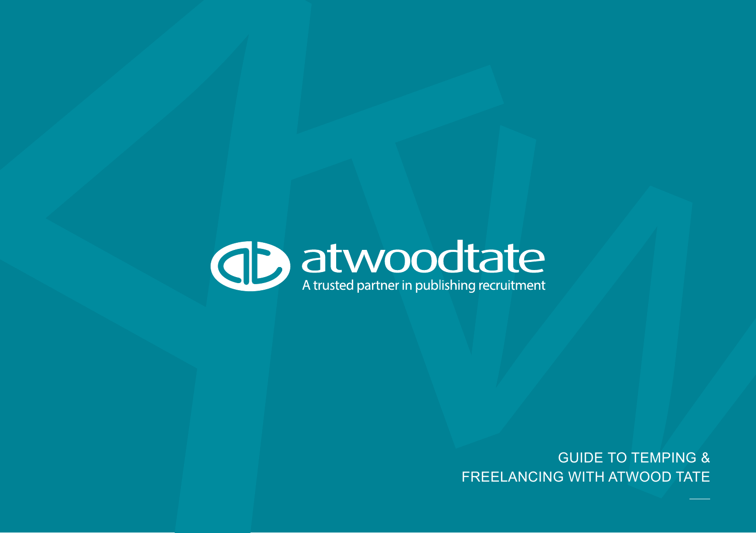atwoodtate

A trusted partner in publishing recruitment

# GUIDE TO TEMPING & FREELANCING WITH ATWOOD TATE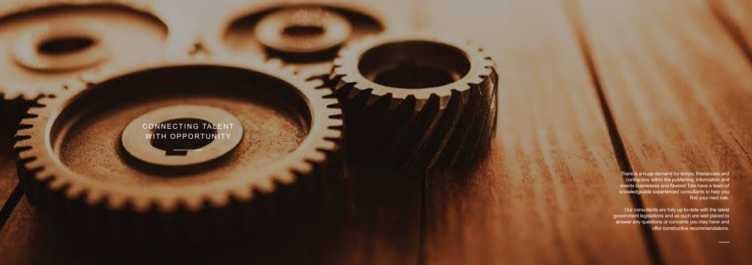## CONNECTING TALENT WITH OPPORTUNITY

There is a huge demand for temps, freelancers and contractors within the publishing, information and events businesses and Atwood Tate have a team of knowledgeable experienced consultants to help you find your next role.

Our consultants are fully up-to-date with the latest government legislations and as such are well placed to answer any questions or concerns you may have and offer constructive recommendations.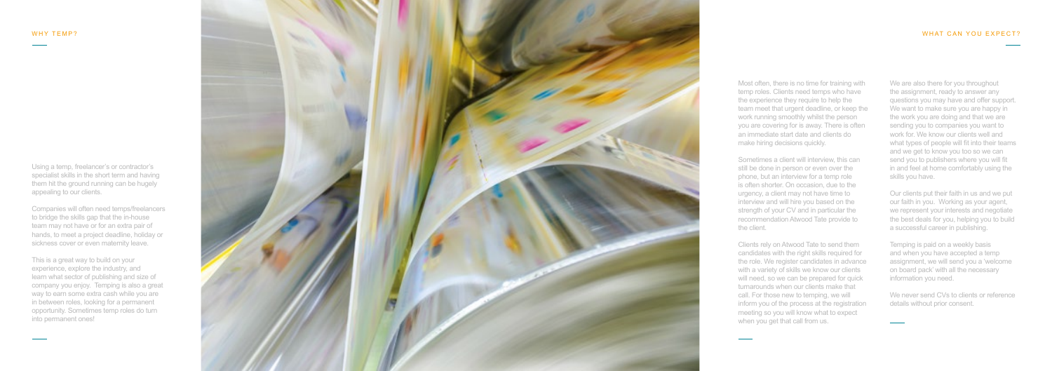## WHY TEMP?

Using a temp, freelancer's or contractor's specialist skills in the short term and having them hit the ground running can be hugely appealing to our clients.

Companies will often need temps/freelancers to bridge the skills gap that the in-house team may not have or for an extra pair of hands, to meet a project deadline, holiday or sickness cover or even maternity leave.

This is a great way to build on your experience, explore the industry, and learn what sector of publishing and size of company you enjoy. Temping is also a great way to earn some extra cash while you are in between roles, looking for a permanent opportunity. Sometimes temp roles do turn into permanent ones!

## WHAT CAN YOU EXPECT?

Most often, there is no time for training with temp roles. Clients need temps who have the experience they require to help the team meet that urgent deadline, or keep the work running smoothly whilst the person you are covering for is away. There is often an immediate start date and clients do make hiring decisions quickly.

Sometimes a client will interview, this can still be done in person or even over the phone, but an interview for a temp role is often shorter. On occasion, due to the urgency, a client may not have time to interview and will hire you based on the strength of your CV and in particular the recommendation Atwood Tate provide to the client.

Clients rely on Atwood Tate to send them candidates with the right skills required for the role. We register candidates in advance with a variety of skills we know our clients will need, so we can be prepared for quick turnarounds when our clients make that call. For those new to temping, we will inform you of the process at the registration meeting so you will know what to expect when you get that call from us.

We are also there for you throughout the assignment, ready to answer any questions you may have and offer support. We want to make sure you are happy in the work you are doing and that we are sending you to companies you want to work for. We know our clients well and what types of people will fit into their teams and we get to know you too so we can send you to publishers where you will fit in and feel at home comfortably using the skills you have.

Our clients put their faith in us and we put our faith in you. Working as your agent, we represent your interests and negotiate the best deals for you, helping you to build a successful career in publishing.

Temping is paid on a weekly basis and when you have accepted a temp assignment, we will send you a 'welcome on board pack' with all the necessary information you need.

We never send CVs to clients or reference details without prior consent.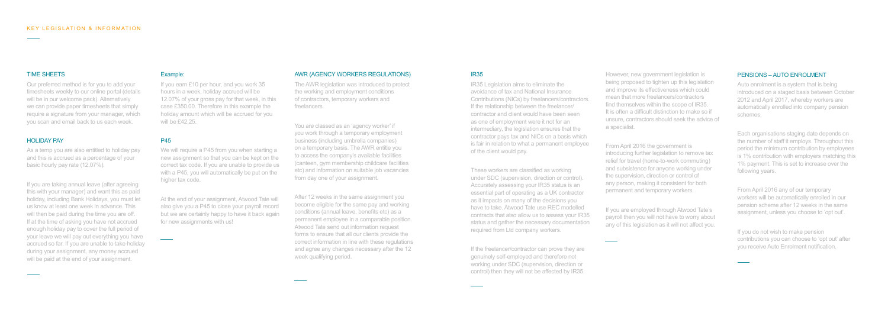## KEY LEGISLATION & INFORMATION

### TIME SHEETS

Our preferred method is for you to add your timesheets weekly to our online portal (details will be in our welcome pack). Alternatively we can provide paper timesheets that simply require a signature from your manager, which you scan and email back to us each week.

### HOLIDAY PAY

As a temp you are also entitled to holiday pay and this is accrued as a percentage of your basic hourly pay rate (12.07%).

If you are taking annual leave (after agreeing this with your manager) and want this as paid holiday, including Bank Holidays, you must let us know at least one week in advance. This will then be paid during the time you are off. If at the time of asking you have not accrued enough holiday pay to cover the full period of your leave we will pay out everything you have accrued so far. If you are unable to take holiday during your assignment, any money accrued will be paid at the end of your assignment.

### Example:

If you earn £10 per hour, and you work 35 hours in a week, holiday accrued will be 12.07% of your gross pay for that week, in this case £350.00. Therefore in this example the holiday amount which will be accrued for you will be £42.25.

### P45

We will require a P45 from you when starting a new assignment so that you can be kept on the correct tax code. If you are unable to provide us with a P45, you will automatically be put on the higher tax code.

At the end of your assignment, Atwood Tate will also give you a P45 to close your payroll record but we are certainly happy to have it back again for new assignments with us!

### AWR (AGENCY WORKERS REGULATIONS)

The AWR legislation was introduced to protect the working and employment conditions of contractors, temporary workers and freelancers.

You are classed as an 'agency worker' if you work through a temporary employment business (including umbrella companies) on a temporary basis. The AWR entitle you to access the company's available facilities (canteen, gym membership childcare facilities etc) and information on suitable job vacancies from day one of your assignment.

After 12 weeks in the same assignment you become eligible for the same pay and working conditions (annual leave, benefits etc) as a permanent employee in a comparable position. Atwood Tate send out information request forms to ensure that all our clients provide the correct information in line with these regulations and agree any changes necessary after the 12 week qualifying period.

### IR35

IR35 Legislation aims to eliminate the avoidance of tax and National Insurance Contributions (NICs) by freelancers/contractors. If the relationship between the freelancer/contractor and client would have been seen as one of employment were it not for an intermediary, the legislation ensures that the contractor pays tax and NICs on a basis which is fair in relation to what a permanent employee of the client would pay.

These workers are classified as working under SDC (supervision, direction or control). Accurately assessing your IR35 status is an essential part of operating as a UK contractor as it impacts on many of the decisions you have to take. Atwood Tate use REC modelled contracts that also allow us to assess your IR35 status and gather the necessary documentation required from Ltd company workers.

If the freelancer/contractor can prove they are genuinely self-employed and therefore not working under SDC (supervision, direction or control) then they will not be affected by IR35.

However, new government legislation is being proposed to tighten up this legislation and improve its effectiveness which could mean that more freelancers/contractors find themselves within the scope of IR35. It is often a difficult distinction to make so if unsure, contractors should seek the advice of a specialist.

From April 2016 the government is introducing further legislation to remove tax relief for travel (home-to-work commuting) and subsistence for anyone working under the supervision, direction or control of any person, making it consistent for both permanent and temporary workers.

If you are employed through Atwood Tate's payroll then you will not have to worry about any of this legislation as it will not affect you.

### PENSIONS – AUTO ENROLMENT

Auto enrolment is a system that is being introduced on a staged basis between October 2012 and April 2017, whereby workers are automatically enrolled into company pension schemes.

Each organisations staging date depends on the number of staff it employs. Throughout this period the minimum contribution by employees is 1% contribution with employers matching this 1% payment. This is set to increase over the following years.

From April 2016 any of our temporary workers will be automatically enrolled in our pension scheme after 12 weeks in the same assignment, unless you choose to 'opt out'.

If you do not wish to make pension contributions you can choose to 'opt out' after you receive Auto Enrolment notification.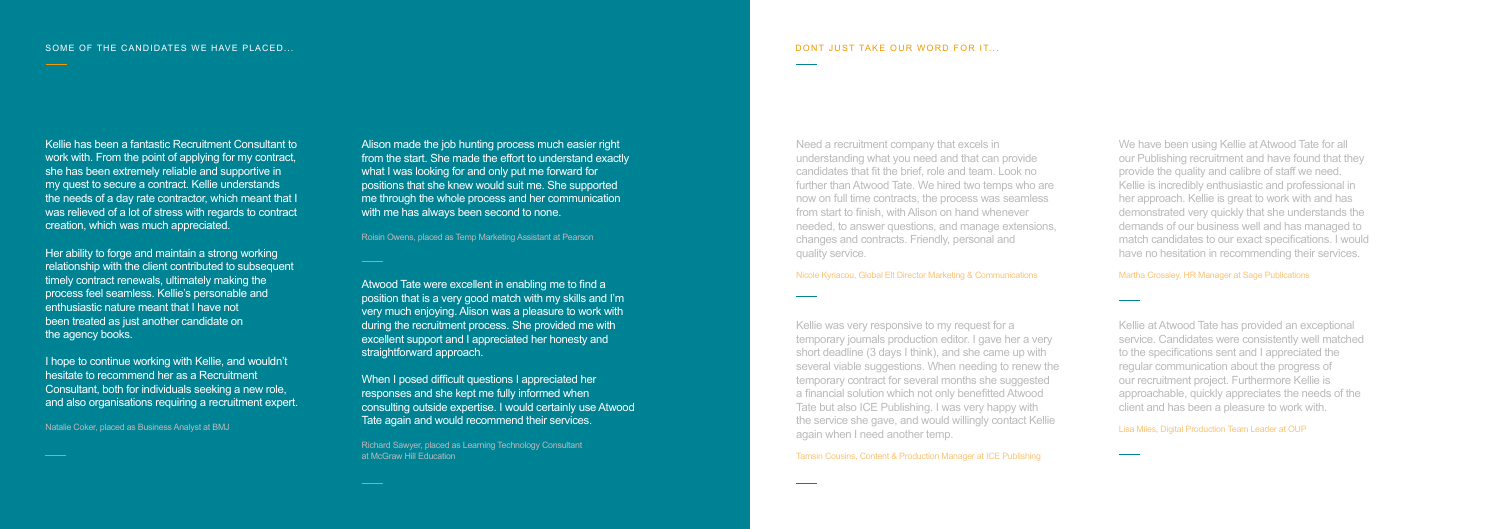## SOME OF THE CANDIDATES WE HAVE PLACED...

Kellie has been a fantastic Recruitment Consultant to work with. From the point of applying for my contract, she has been extremely reliable and supportive in my quest to secure a contract. Kellie understands the needs of a day rate contractor, which meant that I was relieved of a lot of stress with regards to contract creation, which was much appreciated.

Her ability to forge and maintain a strong working relationship with the client contributed to subsequent timely contract renewals, ultimately making the process feel seamless. Kellie's personable and enthusiastic nature meant that I have not been treated as just another candidate on the agency books.

I hope to continue working with Kellie, and wouldn't hesitate to recommend her as a Recruitment Consultant, both for individuals seeking a new role, and also organisations requiring a recruitment expert.

Natalie Coker, placed as Business Analyst at BMJ

Alison made the job hunting process much easier right from the start. She made the effort to understand exactly what I was looking for and only put me forward for positions that she knew would suit me. She supported me through the whole process and her communication with me has always been second to none.

Roisin Owens, placed as Temp Marketing Assistant at Pearson

Atwood Tate were excellent in enabling me to find a position that is a very good match with my skills and I'm very much enjoying. Alison was a pleasure to work with during the recruitment process. She provided me with excellent support and I appreciated her honesty and straightforward approach.

When I posed difficult questions I appreciated her responses and she kept me fully informed when consulting outside expertise. I would certainly use Atwood Tate again and would recommend their services.

Richard Sawyer, placed as Learning Technology Consultant at McGraw Hill Education

## DONT JUST TAKE OUR WORD FOR IT...

Need a recruitment company that excels in understanding what you need and that can provide candidates that fit the brief, role and team. Look no further than Atwood Tate. We hired two temps who are now on full time contracts, the process was seamless from start to finish, with Alison on hand whenever needed, to answer questions, and manage extensions, changes and contracts. Friendly, personal and quality service.

Nicole Kyriacou, Global Elt Director Marketing & Communications

Kellie was very responsive to my request for a temporary journals production editor. I gave her a very short deadline (3 days I think), and she came up with several viable suggestions. When needing to renew the temporary contract for several months she suggested a financial solution which not only benefitted Atwood Tate but also ICE Publishing. I was very happy with the service she gave, and would willingly contact Kellie again when I need another temp.

Tamsin Cousins, Content & Production Manager at ICE Publishing

We have been using Kellie at Atwood Tate for all our Publishing recruitment and have found that they provide the quality and calibre of staff we need. Kellie is incredibly enthusiastic and professional in her approach. Kellie is great to work with and has demonstrated very quickly that she understands the demands of our business well and has managed to match candidates to our exact specifications. I would have no hesitation in recommending their services.

Martha Crossley, HR Manager at Sage Publications

Kellie at Atwood Tate has provided an exceptional service. Candidates were consistently well matched to the specifications sent and I appreciated the regular communication about the progress of our recruitment project. Furthermore Kellie is approachable, quickly appreciates the needs of the client and has been a pleasure to work with.

Lisa Miles, Digital Production Team Leader at OUP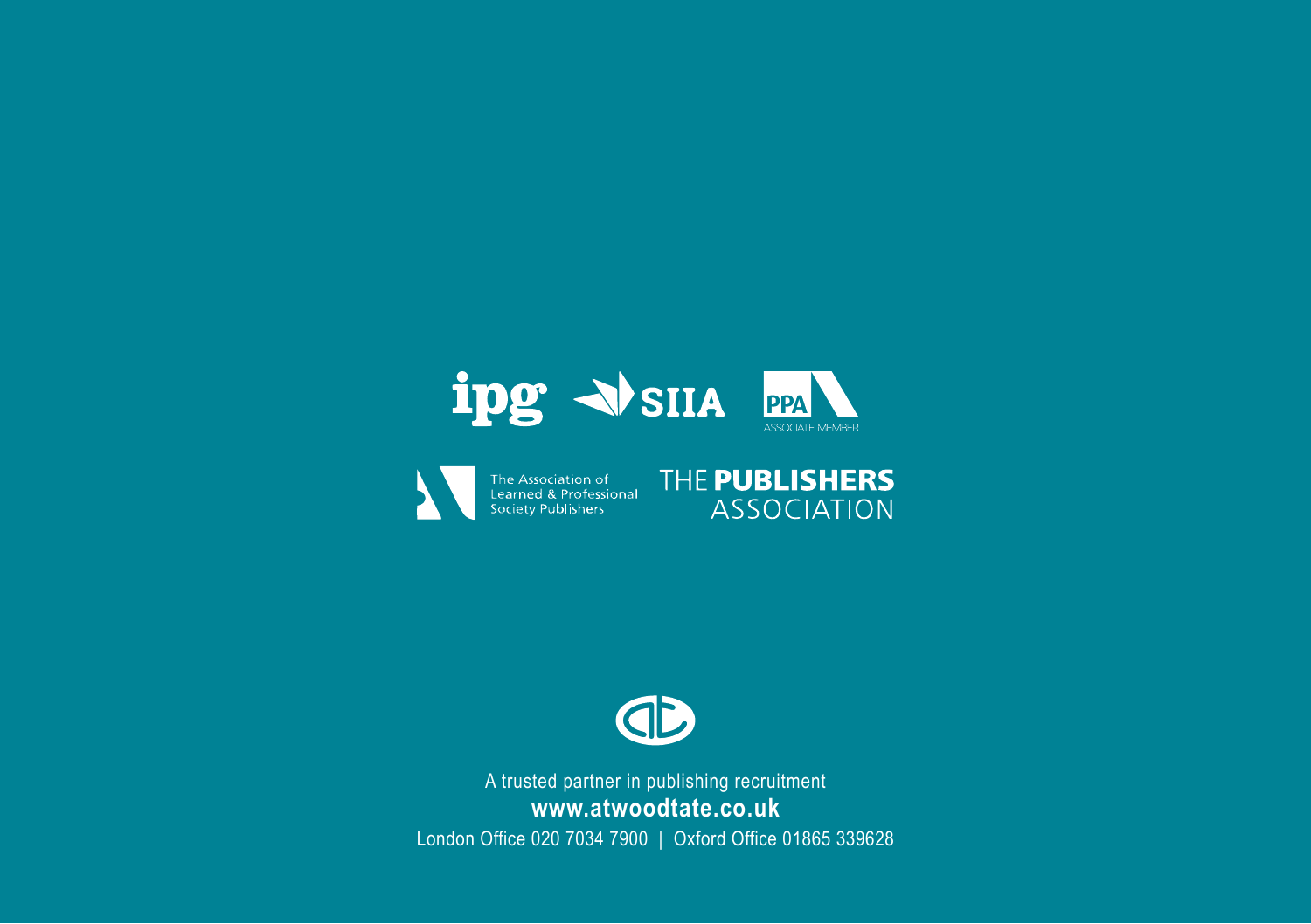ipg SIIA PPA ASSOCIATE MEMBER

The Association of Learned & Professional Society Publishers

THE PUBLISHERS ASSOCIATION

A trusted partner in publishing recruitment

**www.atwoodtate.co.uk**

London Office 020 7034 7900 | Oxford Office 01865 339628